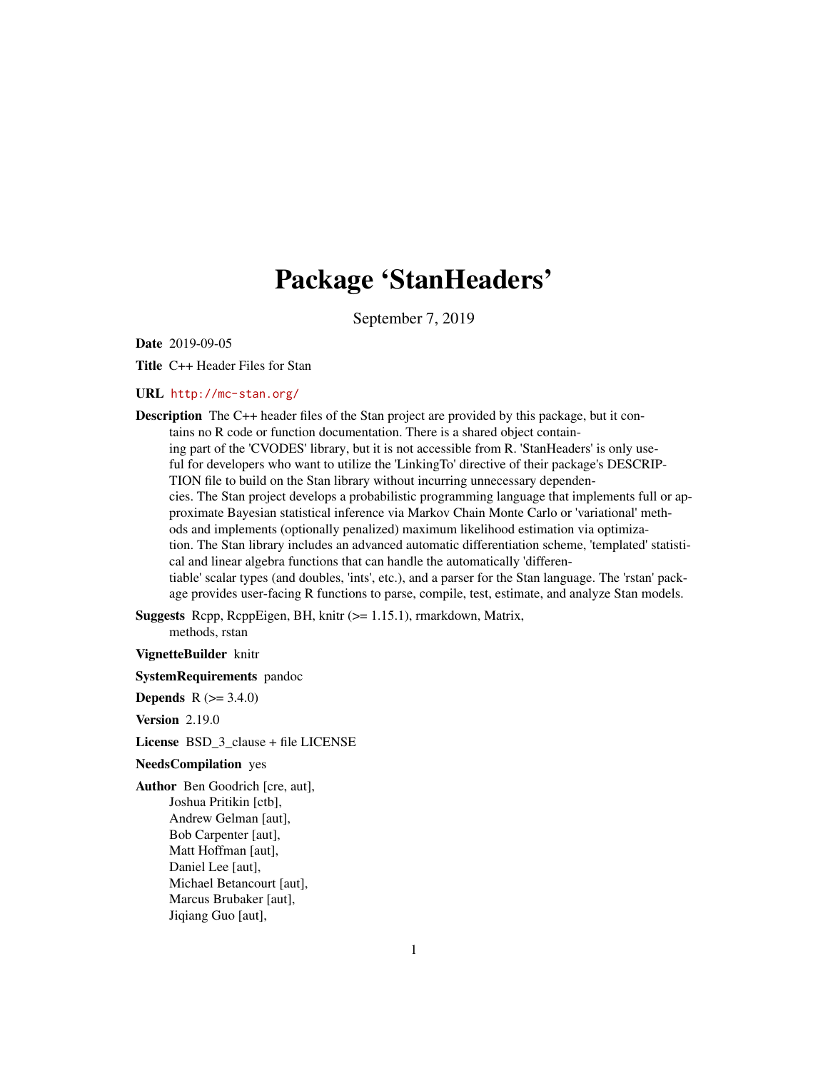# Package 'StanHeaders'

September 7, 2019

**Date** 2019-09-05

**Title** C++ Header Files for Stan

**URL** http://mc-stan.org/

**Description** The C++ header files of the Stan project are provided by this package, but it contains no R code or function documentation. There is a shared object containing part of the 'CVODES' library, but it is not accessible from R. 'StanHeaders' is only useful for developers who want to utilize the 'LinkingTo' directive of their package's DESCRIPTION file to build on the Stan library without incurring unnecessary dependencies. The Stan project develops a probabilistic programming language that implements full or approximate Bayesian statistical inference via Markov Chain Monte Carlo or 'variational' methods and implements (optionally penalized) maximum likelihood estimation via optimization. The Stan library includes an advanced automatic differentiation scheme, 'templated' statistical and linear algebra functions that can handle the automatically 'differentiable' scalar types (and doubles, 'ints', etc.), and a parser for the Stan language. The 'rstan' package provides user-facing R functions to parse, compile, test, estimate, and analyze Stan models.

**Suggests** Rcpp, RcppEigen, BH, knitr (>= 1.15.1), rmarkdown, Matrix, methods, rstan

**VignetteBuilder** knitr

**SystemRequirements** pandoc

**Depends** R (>= 3.4.0)

**Version** 2.19.0

**License** BSD_3_clause + file LICENSE

**NeedsCompilation** yes

**Author** Ben Goodrich [cre, aut],
Joshua Pritikin [ctb],
Andrew Gelman [aut],
Bob Carpenter [aut],
Matt Hoffman [aut],
Daniel Lee [aut],
Michael Betancourt [aut],
Marcus Brubaker [aut],
Jiqiang Guo [aut],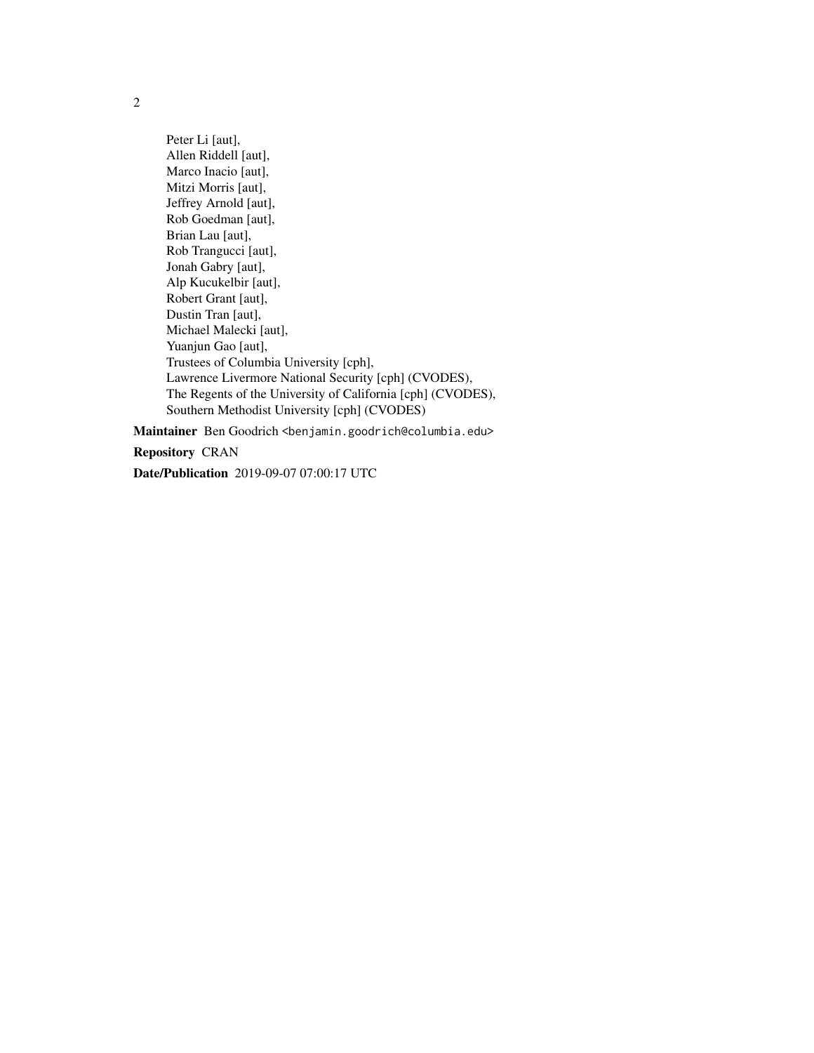Peter Li [aut],
Allen Riddell [aut],
Marco Inacio [aut],
Mitzi Morris [aut],
Jeffrey Arnold [aut],
Rob Goedman [aut],
Brian Lau [aut],
Rob Trangucci [aut],
Jonah Gabry [aut],
Alp Kucukelbir [aut],
Robert Grant [aut],
Dustin Tran [aut],
Michael Malecki [aut],
Yuanjun Gao [aut],
Trustees of Columbia University [cph],
Lawrence Livermore National Security [cph] (CVODES),
The Regents of the University of California [cph] (CVODES),
Southern Methodist University [cph] (CVODES)

**Maintainer** Ben Goodrich <benjamin.goodrich@columbia.edu>

**Repository** CRAN

**Date/Publication** 2019-09-07 07:00:17 UTC